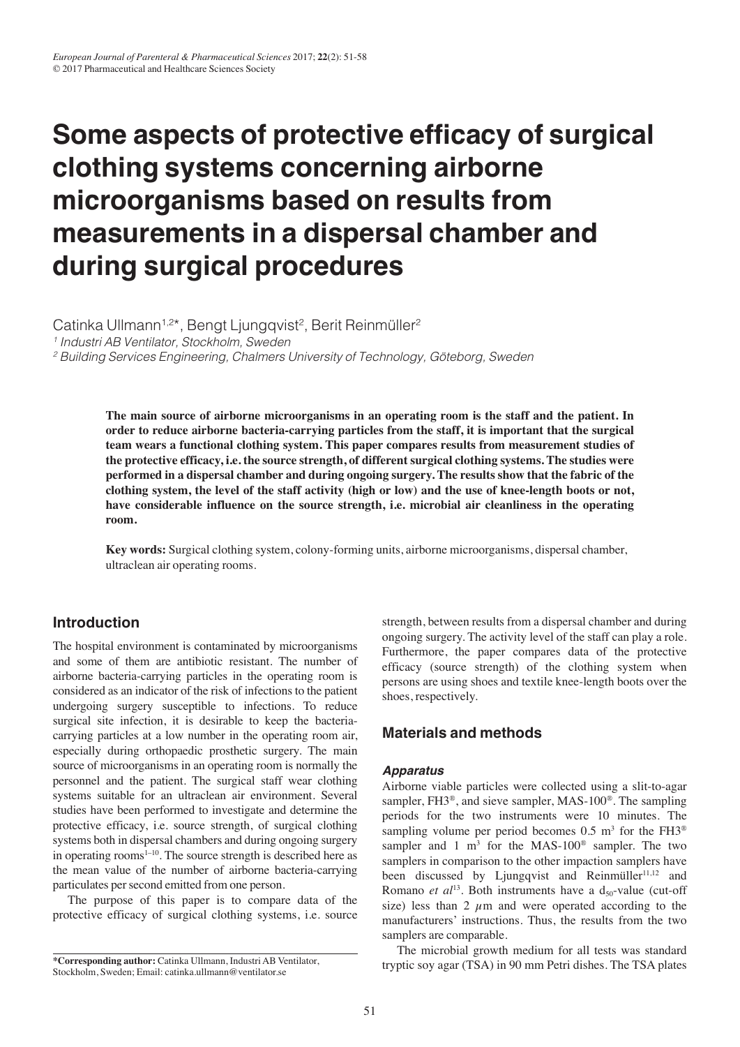# Some aspects of protective efficacy of surgical clothing systems concerning airborne microorganisms based on results from measurements in a dispersal chamber and during surgical procedures

Catinka Ullmann[1,2]*, Bengt Ljungqvist[2], Berit Reinmüller[2]

[1] *Industri AB Ventilator, Stockholm, Sweden*

[2] *Building Services Engineering, Chalmers University of Technology, Göteborg, Sweden*

**The main source of airborne microorganisms in an operating room is the staff and the patient. In order to reduce airborne bacteria-carrying particles from the staff, it is important that the surgical team wears a functional clothing system. This paper compares results from measurement studies of the protective efficacy, i.e. the source strength, of different surgical clothing systems. The studies were performed in a dispersal chamber and during ongoing surgery. The results show that the fabric of the clothing system, the level of the staff activity (high or low) and the use of knee-length boots or not, have considerable influence on the source strength, i.e. microbial air cleanliness in the operating room.**

**Key words:** Surgical clothing system, colony-forming units, airborne microorganisms, dispersal chamber, ultraclean air operating rooms.

## Introduction

The hospital environment is contaminated by microorganisms and some of them are antibiotic resistant. The number of airborne bacteria-carrying particles in the operating room is considered as an indicator of the risk of infections to the patient undergoing surgery susceptible to infections. To reduce surgical site infection, it is desirable to keep the bacteria-carrying particles at a low number in the operating room air, especially during orthopaedic prosthetic surgery. The main source of microorganisms in an operating room is normally the personnel and the patient. The surgical staff wear clothing systems suitable for an ultraclean air environment. Several studies have been performed to investigate and determine the protective efficacy, i.e. source strength, of surgical clothing systems both in dispersal chambers and during ongoing surgery in operating rooms[1–10]. The source strength is described here as the mean value of the number of airborne bacteria-carrying particulates per second emitted from one person.

The purpose of this paper is to compare data of the protective efficacy of surgical clothing systems, i.e. source strength, between results from a dispersal chamber and during ongoing surgery. The activity level of the staff can play a role. Furthermore, the paper compares data of the protective efficacy (source strength) of the clothing system when persons are using shoes and textile knee-length boots over the shoes, respectively.

## Materials and methods

### *Apparatus*

Airborne viable particles were collected using a slit-to-agar sampler, FH3®, and sieve sampler, MAS-100®. The sampling periods for the two instruments were 10 minutes. The sampling volume per period becomes 0.5 $m^3$ for the FH3® sampler and 1 $m^3$ for the MAS-100® sampler. The two samplers in comparison to the other impaction samplers have been discussed by Ljungqvist and Reinmüller[11,12] and Romano *et al*[13]. Both instruments have a $d_{50}$-value (cut-off size) less than 2 $\mu$m and were operated according to the manufacturers' instructions. Thus, the results from the two samplers are comparable.

The microbial growth medium for all tests was standard tryptic soy agar (TSA) in 90 mm Petri dishes. The TSA plates

**\*Corresponding author:** Catinka Ullmann, Industri AB Ventilator, Stockholm, Sweden; Email: catinka.ullmann@ventilator.se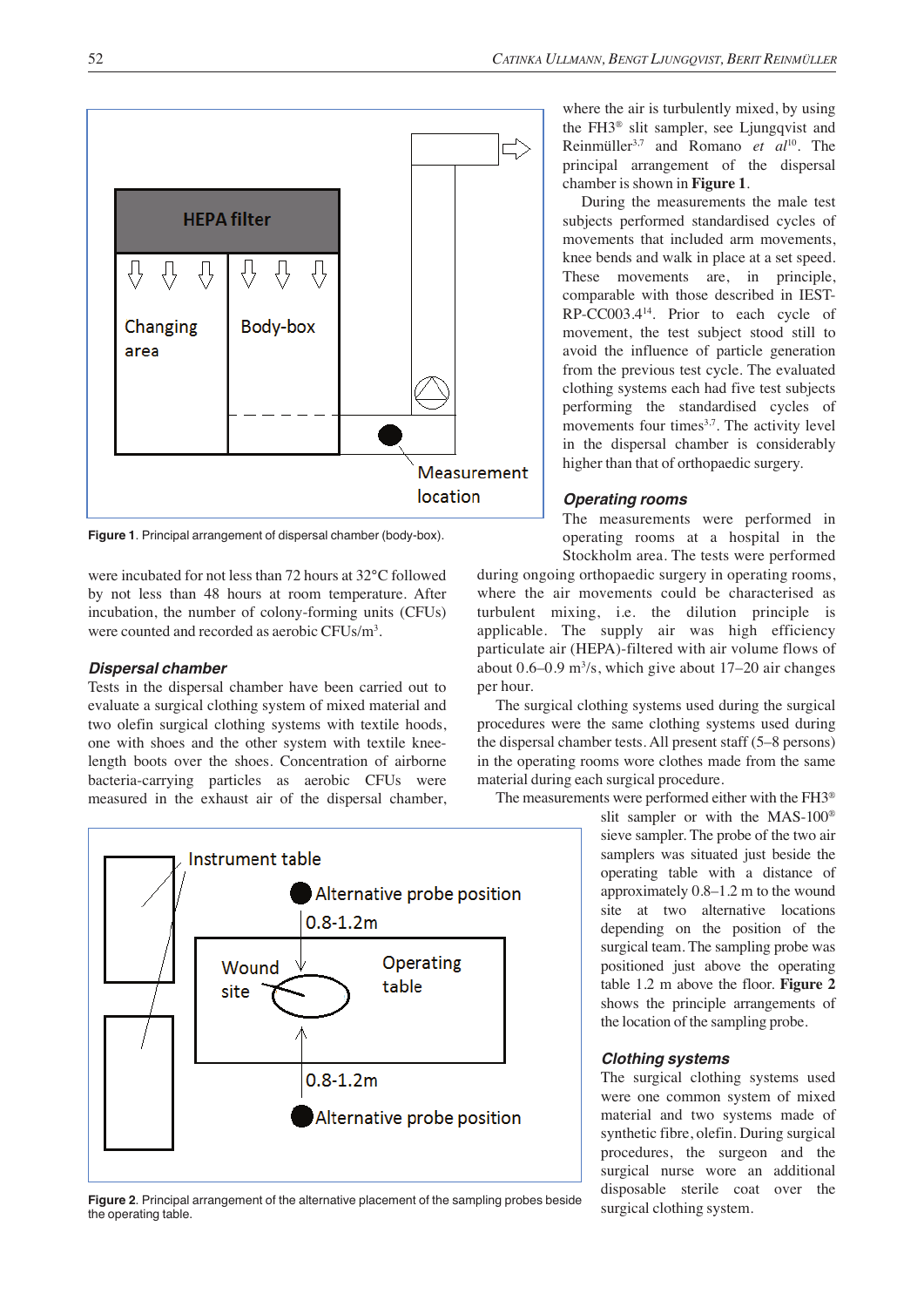Figure 1. Principal arrangement of dispersal chamber (body-box).

were incubated for not less than 72 hours at 32°C followed by not less than 48 hours at room temperature. After incubation, the number of colony-forming units (CFUs) were counted and recorded as aerobic CFUs/m$^3$.

### Dispersal chamber

Tests in the dispersal chamber have been carried out to evaluate a surgical clothing system of mixed material and two olefin surgical clothing systems with textile hoods, one with shoes and the other system with textile knee-length boots over the shoes. Concentration of airborne bacteria-carrying particles as aerobic CFUs were measured in the exhaust air of the dispersal chamber, where the air is turbulently mixed, by using the FH3® slit sampler, see Ljungqvist and Reinmüller[3,7] and Romano *et al*[10]. The principal arrangement of the dispersal chamber is shown in **Figure 1**.

During the measurements the male test subjects performed standardised cycles of movements that included arm movements, knee bends and walk in place at a set speed. These movements are, in principle, comparable with those described in IEST-RP-CC003.4[14]. Prior to each cycle of movement, the test subject stood still to avoid the influence of particle generation from the previous test cycle. The evaluated clothing systems each had five test subjects performing the standardised cycles of movements four times[3,7]. The activity level in the dispersal chamber is considerably higher than that of orthopaedic surgery.

### Operating rooms

The measurements were performed in operating rooms at a hospital in the Stockholm area. The tests were performed during ongoing orthopaedic surgery in operating rooms, where the air movements could be characterised as turbulent mixing, i.e. the dilution principle is applicable. The supply air was high efficiency particulate air (HEPA)-filtered with air volume flows of about 0.6–0.9 m$^3$/s, which give about 17–20 air changes per hour.

The surgical clothing systems used during the surgical procedures were the same clothing systems used during the dispersal chamber tests. All present staff (5–8 persons) in the operating rooms wore clothes made from the same material during each surgical procedure.

The measurements were performed either with the FH3® slit sampler or with the MAS-100® sieve sampler. The probe of the two air samplers was situated just beside the operating table with a distance of approximately 0.8–1.2 m to the wound site at two alternative locations depending on the position of the surgical team. The sampling probe was positioned just above the operating table 1.2 m above the floor. **Figure 2** shows the principle arrangements of the location of the sampling probe.

Figure 2. Principal arrangement of the alternative placement of the sampling probes beside the operating table.

### Clothing systems

The surgical clothing systems used were one common system of mixed material and two systems made of synthetic fibre, olefin. During surgical procedures, the surgeon and the surgical nurse wore an additional disposable sterile coat over the surgical clothing system.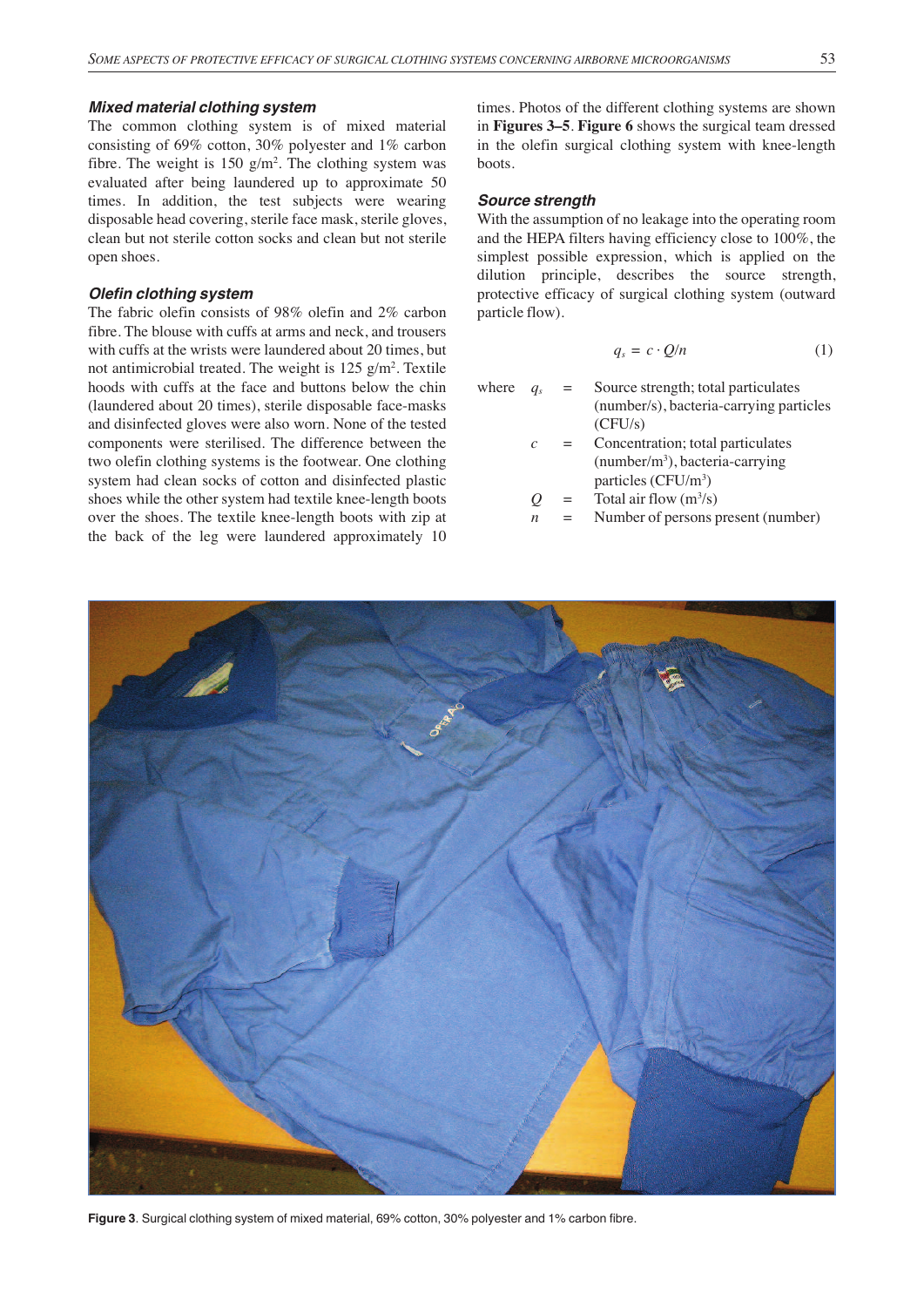### Mixed material clothing system

The common clothing system is of mixed material consisting of 69% cotton, 30% polyester and 1% carbon fibre. The weight is 150 g/m$^2$. The clothing system was evaluated after being laundered up to approximate 50 times. In addition, the test subjects were wearing disposable head covering, sterile face mask, sterile gloves, clean but not sterile cotton socks and clean but not sterile open shoes.

### Olefin clothing system

The fabric olefin consists of 98% olefin and 2% carbon fibre. The blouse with cuffs at arms and neck, and trousers with cuffs at the wrists were laundered about 20 times, but not antimicrobial treated. The weight is 125 g/m$^2$. Textile hoods with cuffs at the face and buttons below the chin (laundered about 20 times), sterile disposable face-masks and disinfected gloves were also worn. None of the tested components were sterilised. The difference between the two olefin clothing systems is the footwear. One clothing system had clean socks of cotton and disinfected plastic shoes while the other system had textile knee-length boots over the shoes. The textile knee-length boots with zip at the back of the leg were laundered approximately 10 times. Photos of the different clothing systems are shown in **Figures 3–5**. **Figure 6** shows the surgical team dressed in the olefin surgical clothing system with knee-length boots.

### Source strength

With the assumption of no leakage into the operating room and the HEPA filters having efficiency close to 100%, the simplest possible expression, which is applied on the dilution principle, describes the source strength, protective efficacy of surgical clothing system (outward particle flow).

$$q_s = c \cdot Q/n \qquad (1)$$

where

- $q_s$ = Source strength; total particulates (number/s), bacteria-carrying particles (CFU/s)
- $c$ = Concentration; total particulates (number/m$^3$), bacteria-carrying particles (CFU/m$^3$)
- $Q$ = Total air flow (m$^3$/s)
- $n$ = Number of persons present (number)

**Figure 3**. Surgical clothing system of mixed material, 69% cotton, 30% polyester and 1% carbon fibre.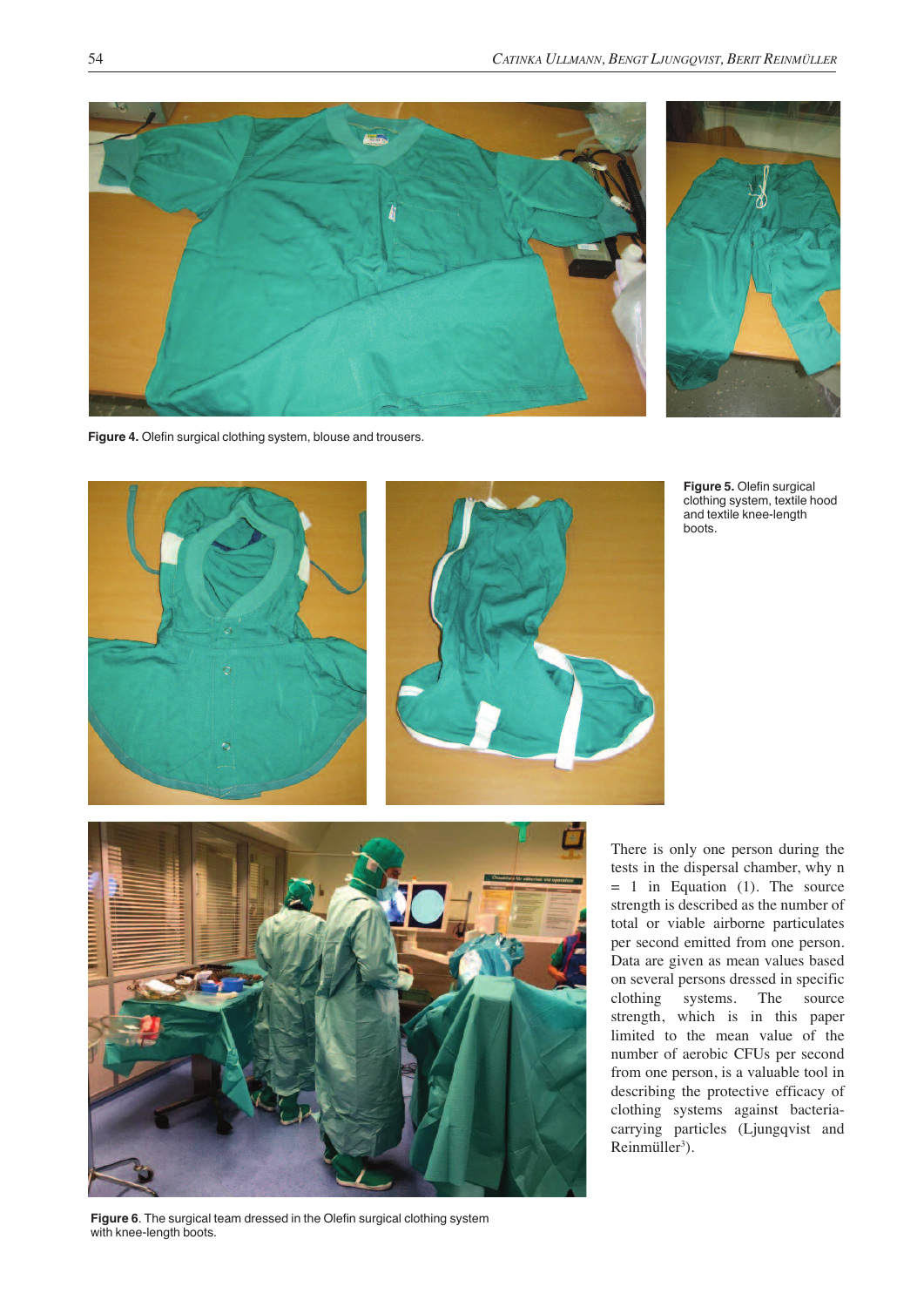Figure 4. Olefin surgical clothing system, blouse and trousers.

Figure 5. Olefin surgical clothing system, textile hood and textile knee-length boots.

There is only one person during the tests in the dispersal chamber, why n = 1 in Equation (1). The source strength is described as the number of total or viable airborne particulates per second emitted from one person. Data are given as mean values based on several persons dressed in specific clothing systems. The source strength, which is in this paper limited to the mean value of the number of aerobic CFUs per second from one person, is a valuable tool in describing the protective efficacy of clothing systems against bacteria-carrying particles (Ljungqvist and Reinmüller[3]).

Figure 6. The surgical team dressed in the Olefin surgical clothing system with knee-length boots.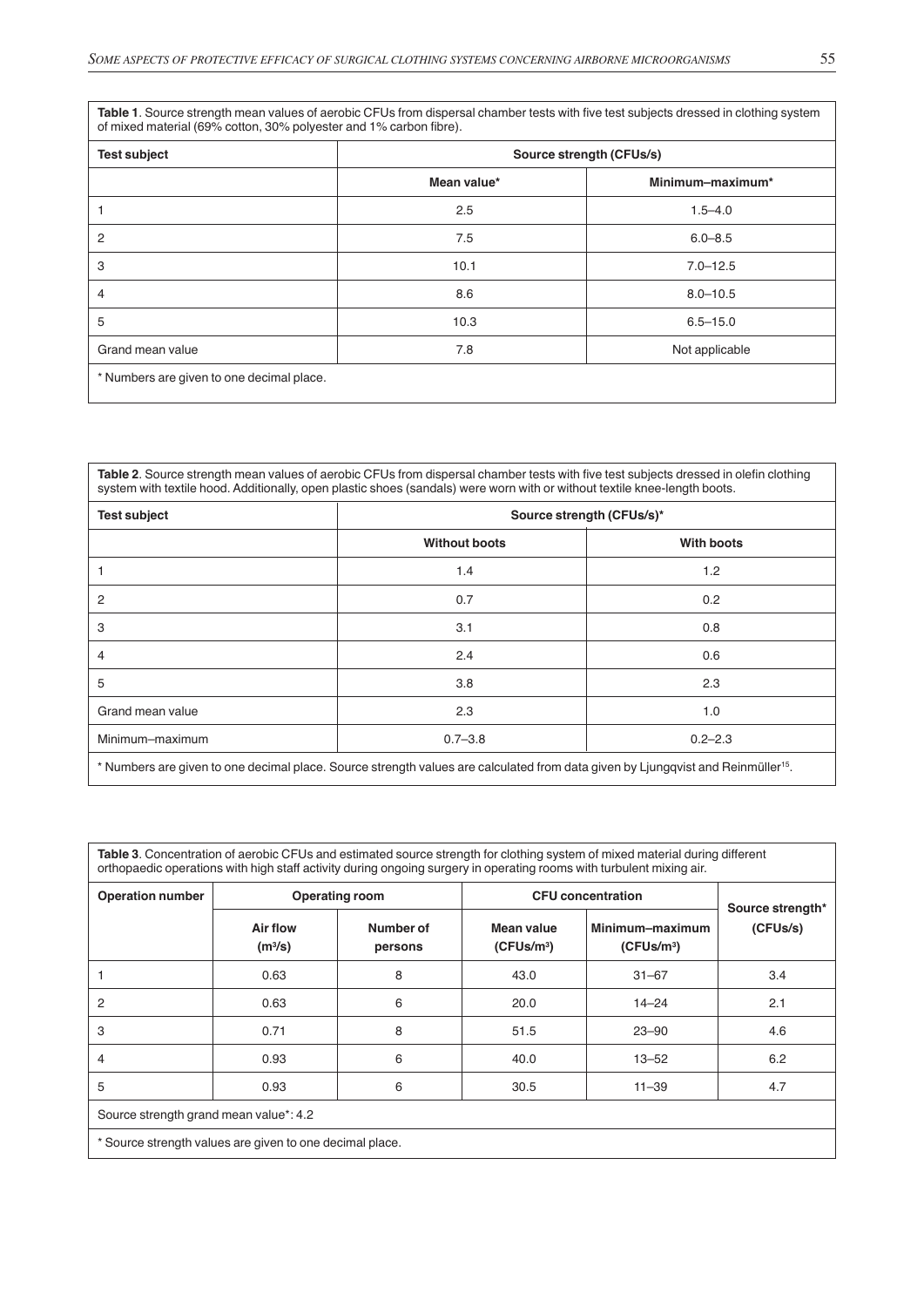**Table 1**. Source strength mean values of aerobic CFUs from dispersal chamber tests with five test subjects dressed in clothing system of mixed material (69% cotton, 30% polyester and 1% carbon fibre).

| Test subject | Source strength (CFUs/s) | |
|---|---|---|
| | Mean value* | Minimum–maximum* |
| 1 | 2.5 | 1.5–4.0 |
| 2 | 7.5 | 6.0–8.5 |
| 3 | 10.1 | 7.0–12.5 |
| 4 | 8.6 | 8.0–10.5 |
| 5 | 10.3 | 6.5–15.0 |
| Grand mean value | 7.8 | Not applicable |

\* Numbers are given to one decimal place.

**Table 2**. Source strength mean values of aerobic CFUs from dispersal chamber tests with five test subjects dressed in olefin clothing system with textile hood. Additionally, open plastic shoes (sandals) were worn with or without textile knee-length boots.

| Test subject | Source strength (CFUs/s)* | |
|---|---|---|
| | Without boots | With boots |
| 1 | 1.4 | 1.2 |
| 2 | 0.7 | 0.2 |
| 3 | 3.1 | 0.8 |
| 4 | 2.4 | 0.6 |
| 5 | 3.8 | 2.3 |
| Grand mean value | 2.3 | 1.0 |
| Minimum–maximum | 0.7–3.8 | 0.2–2.3 |

\* Numbers are given to one decimal place. Source strength values are calculated from data given by Ljungqvist and Reinmüller[15].

**Table 3**. Concentration of aerobic CFUs and estimated source strength for clothing system of mixed material during different orthopaedic operations with high staff activity during ongoing surgery in operating rooms with turbulent mixing air.

| Operation number | Operating room | | CFU concentration | | Source strength* (CFUs/s) |
|---|---|---|---|---|---|
| | Air flow ($m^3$/s) | Number of persons | Mean value (CFUs/$m^3$) | Minimum–maximum (CFUs/$m^3$) | |
| 1 | 0.63 | 8 | 43.0 | 31–67 | 3.4 |
| 2 | 0.63 | 6 | 20.0 | 14–24 | 2.1 |
| 3 | 0.71 | 8 | 51.5 | 23–90 | 4.6 |
| 4 | 0.93 | 6 | 40.0 | 13–52 | 6.2 |
| 5 | 0.93 | 6 | 30.5 | 11–39 | 4.7 |

Source strength grand mean value*: 4.2

\* Source strength values are given to one decimal place.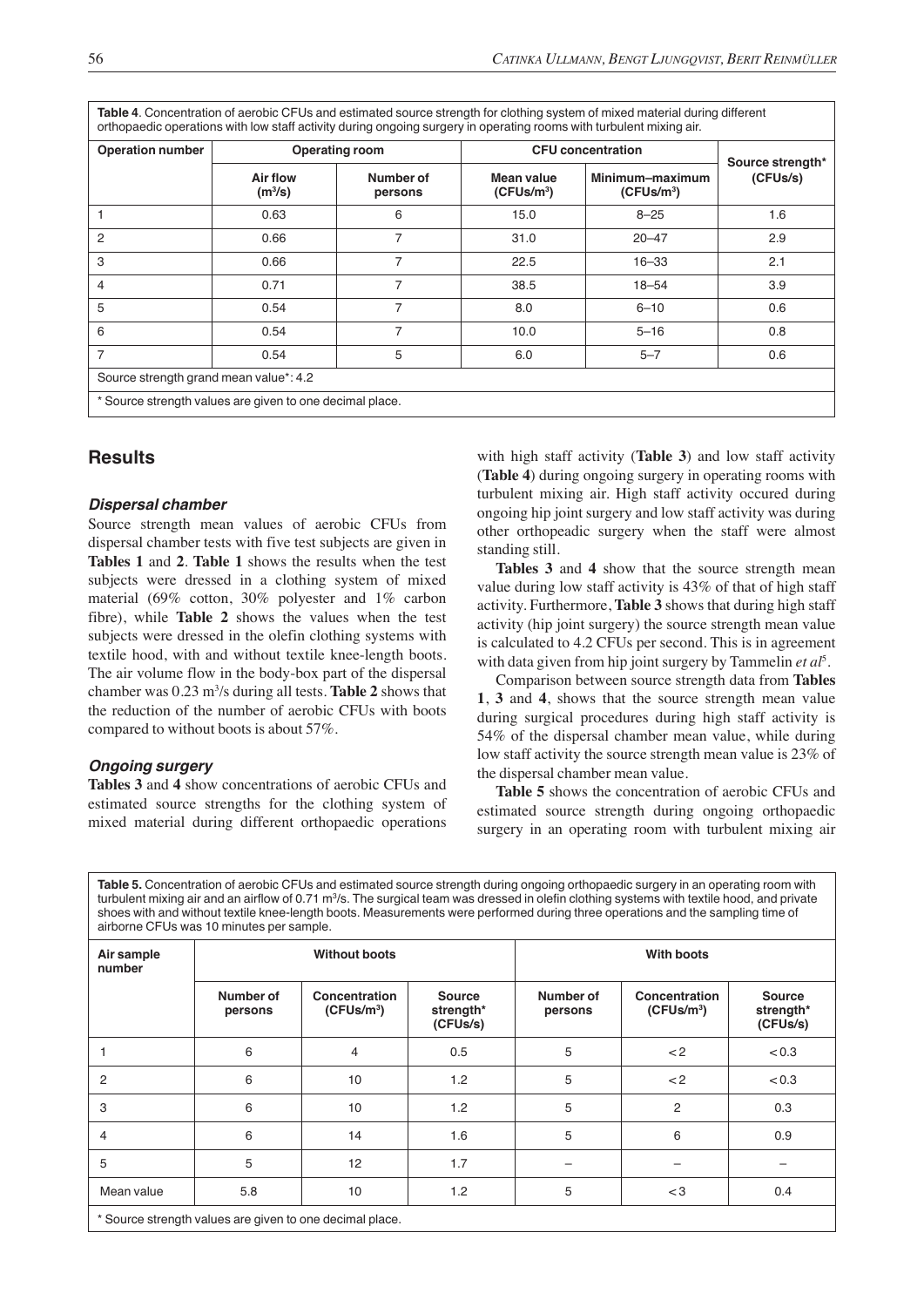**Table 4**. Concentration of aerobic CFUs and estimated source strength for clothing system of mixed material during different orthopaedic operations with low staff activity during ongoing surgery in operating rooms with turbulent mixing air.

| Operation number | Operating room | | CFU concentration | | Source strength* (CFUs/s) |
|---|---|---|---|---|---|
| | Air flow ($m^3$/s) | Number of persons | Mean value (CFUs/$m^3$) | Minimum–maximum (CFUs/$m^3$) | |
| 1 | 0.63 | 6 | 15.0 | 8–25 | 1.6 |
| 2 | 0.66 | 7 | 31.0 | 20–47 | 2.9 |
| 3 | 0.66 | 7 | 22.5 | 16–33 | 2.1 |
| 4 | 0.71 | 7 | 38.5 | 18–54 | 3.9 |
| 5 | 0.54 | 7 | 8.0 | 6–10 | 0.6 |
| 6 | 0.54 | 7 | 10.0 | 5–16 | 0.8 |
| 7 | 0.54 | 5 | 6.0 | 5–7 | 0.6 |
| Source strength grand mean value*: 4.2 | | | | | |

\* Source strength values are given to one decimal place.

## Results

### *Dispersal chamber*

Source strength mean values of aerobic CFUs from dispersal chamber tests with five test subjects are given in **Tables 1** and **2**. **Table 1** shows the results when the test subjects were dressed in a clothing system of mixed material (69% cotton, 30% polyester and 1% carbon fibre), while **Table 2** shows the values when the test subjects were dressed in the olefin clothing systems with textile hood, with and without textile knee-length boots. The air volume flow in the body-box part of the dispersal chamber was 0.23 $m^3$/s during all tests. **Table 2** shows that the reduction of the number of aerobic CFUs with boots compared to without boots is about 57%.

### *Ongoing surgery*

**Tables 3** and **4** show concentrations of aerobic CFUs and estimated source strengths for the clothing system of mixed material during different orthopaedic operations with high staff activity (**Table 3**) and low staff activity (**Table 4**) during ongoing surgery in operating rooms with turbulent mixing air. High staff activity occured during ongoing hip joint surgery and low staff activity was during other orthopeadic surgery when the staff were almost standing still.

**Tables 3** and **4** show that the source strength mean value during low staff activity is 43% of that of high staff activity. Furthermore, **Table 3** shows that during high staff activity (hip joint surgery) the source strength mean value is calculated to 4.2 CFUs per second. This is in agreement with data given from hip joint surgery by Tammelin *et al*[5].

Comparison between source strength data from **Tables 1**, **3** and **4**, shows that the source strength mean value during surgical procedures during high staff activity is 54% of the dispersal chamber mean value, while during low staff activity the source strength mean value is 23% of the dispersal chamber mean value.

**Table 5** shows the concentration of aerobic CFUs and estimated source strength during ongoing orthopaedic surgery in an operating room with turbulent mixing air

**Table 5.** Concentration of aerobic CFUs and estimated source strength during ongoing orthopaedic surgery in an operating room with turbulent mixing air and an airflow of 0.71 $m^3$/s. The surgical team was dressed in olefin clothing systems with textile hood, and private shoes with and without textile knee-length boots. Measurements were performed during three operations and the sampling time of airborne CFUs was 10 minutes per sample.

| Air sample number | Without boots | | | With boots | | |
|---|---|---|---|---|---|---|
| | Number of persons | Concentration (CFUs/$m^3$) | Source strength* (CFUs/s) | Number of persons | Concentration (CFUs/$m^3$) | Source strength* (CFUs/s) |
| 1 | 6 | 4 | 0.5 | 5 | < 2 | < 0.3 |
| 2 | 6 | 10 | 1.2 | 5 | < 2 | < 0.3 |
| 3 | 6 | 10 | 1.2 | 5 | 2 | 0.3 |
| 4 | 6 | 14 | 1.6 | 5 | 6 | 0.9 |
| 5 | 5 | 12 | 1.7 | – | – | – |
| Mean value | 5.8 | 10 | 1.2 | 5 | < 3 | 0.4 |

\* Source strength values are given to one decimal place.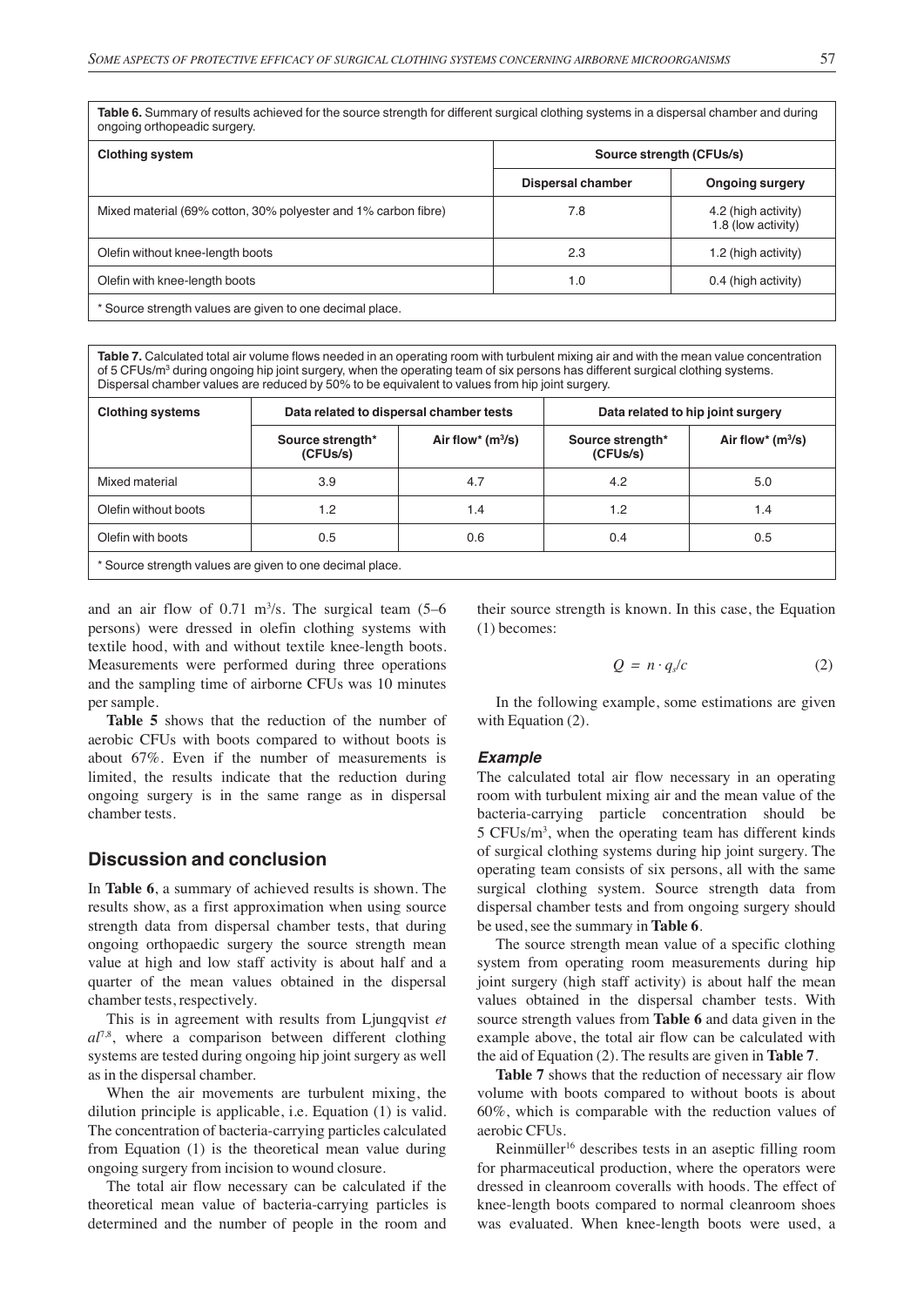**Table 6.** Summary of results achieved for the source strength for different surgical clothing systems in a dispersal chamber and during ongoing orthopeadic surgery.

| Clothing system | Source strength (CFUs/s) | |
|---|---|---|
| | Dispersal chamber | Ongoing surgery |
| Mixed material (69% cotton, 30% polyester and 1% carbon fibre) | 7.8 | 4.2 (high activity) 1.8 (low activity) |
| Olefin without knee-length boots | 2.3 | 1.2 (high activity) |
| Olefin with knee-length boots | 1.0 | 0.4 (high activity) |

\* Source strength values are given to one decimal place.

**Table 7.** Calculated total air volume flows needed in an operating room with turbulent mixing air and with the mean value concentration of 5 CFUs/m³ during ongoing hip joint surgery, when the operating team of six persons has different surgical clothing systems. Dispersal chamber values are reduced by 50% to be equivalent to values from hip joint surgery.

| Clothing systems | Data related to dispersal chamber tests | | Data related to hip joint surgery | |
|---|---|---|---|---|
| | Source strength* (CFUs/s) | Air flow* (m³/s) | Source strength* (CFUs/s) | Air flow* (m³/s) |
| Mixed material | 3.9 | 4.7 | 4.2 | 5.0 |
| Olefin without boots | 1.2 | 1.4 | 1.2 | 1.4 |
| Olefin with boots | 0.5 | 0.6 | 0.4 | 0.5 |

\* Source strength values are given to one decimal place.

and an air flow of 0.71 m³/s. The surgical team (5–6 persons) were dressed in olefin clothing systems with textile hood, with and without textile knee-length boots. Measurements were performed during three operations and the sampling time of airborne CFUs was 10 minutes per sample.

**Table 5** shows that the reduction of the number of aerobic CFUs with boots compared to without boots is about 67%. Even if the number of measurements is limited, the results indicate that the reduction during ongoing surgery is in the same range as in dispersal chamber tests.

## Discussion and conclusion

In **Table 6**, a summary of achieved results is shown. The results show, as a first approximation when using source strength data from dispersal chamber tests, that during ongoing orthopaedic surgery the source strength mean value at high and low staff activity is about half and a quarter of the mean values obtained in the dispersal chamber tests, respectively.

This is in agreement with results from Ljungqvist *et al*[7,8], where a comparison between different clothing systems are tested during ongoing hip joint surgery as well as in the dispersal chamber.

When the air movements are turbulent mixing, the dilution principle is applicable, i.e. Equation (1) is valid. The concentration of bacteria-carrying particles calculated from Equation (1) is the theoretical mean value during ongoing surgery from incision to wound closure.

The total air flow necessary can be calculated if the theoretical mean value of bacteria-carrying particles is determined and the number of people in the room and their source strength is known. In this case, the Equation (1) becomes:

$$Q = n \cdot q_s / c \qquad (2)$$

In the following example, some estimations are given with Equation (2).

### *Example*

The calculated total air flow necessary in an operating room with turbulent mixing air and the mean value of the bacteria-carrying particle concentration should be 5 CFUs/m³, when the operating team has different kinds of surgical clothing systems during hip joint surgery. The operating team consists of six persons, all with the same surgical clothing system. Source strength data from dispersal chamber tests and from ongoing surgery should be used, see the summary in **Table 6**.

The source strength mean value of a specific clothing system from operating room measurements during hip joint surgery (high staff activity) is about half the mean values obtained in the dispersal chamber tests. With source strength values from **Table 6** and data given in the example above, the total air flow can be calculated with the aid of Equation (2). The results are given in **Table 7**.

**Table 7** shows that the reduction of necessary air flow volume with boots compared to without boots is about 60%, which is comparable with the reduction values of aerobic CFUs.

Reinmüller[16] describes tests in an aseptic filling room for pharmaceutical production, where the operators were dressed in cleanroom coveralls with hoods. The effect of knee-length boots compared to normal cleanroom shoes was evaluated. When knee-length boots were used, a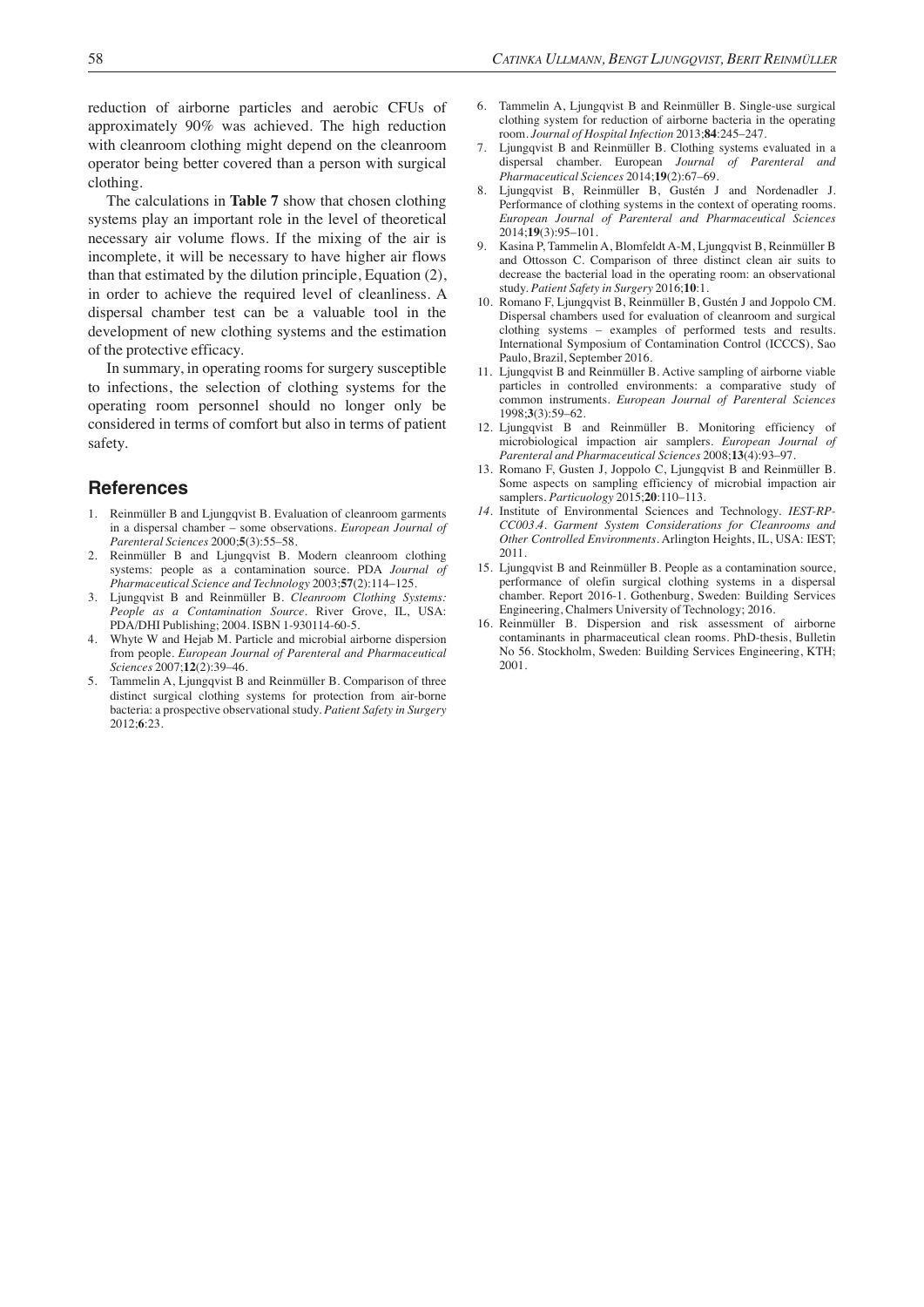reduction of airborne particles and aerobic CFUs of approximately 90% was achieved. The high reduction with cleanroom clothing might depend on the cleanroom operator being better covered than a person with surgical clothing.

The calculations in **Table 7** show that chosen clothing systems play an important role in the level of theoretical necessary air volume flows. If the mixing of the air is incomplete, it will be necessary to have higher air flows than that estimated by the dilution principle, Equation (2), in order to achieve the required level of cleanliness. A dispersal chamber test can be a valuable tool in the development of new clothing systems and the estimation of the protective efficacy.

In summary, in operating rooms for surgery susceptible to infections, the selection of clothing systems for the operating room personnel should no longer only be considered in terms of comfort but also in terms of patient safety.

## References

1. Reinmüller B and Ljungqvist B. Evaluation of cleanroom garments in a dispersal chamber – some observations. *European Journal of Parenteral Sciences* 2000;**5**(3):55–58.
2. Reinmüller B and Ljungqvist B. Modern cleanroom clothing systems: people as a contamination source. PDA *Journal of Pharmaceutical Science and Technology* 2003;**57**(2):114–125.
3. Ljungqvist B and Reinmüller B. *Cleanroom Clothing Systems: People as a Contamination Source*. River Grove, IL, USA: PDA/DHI Publishing; 2004. ISBN 1-930114-60-5.
4. Whyte W and Hejab M. Particle and microbial airborne dispersion from people. *European Journal of Parenteral and Pharmaceutical Sciences* 2007;**12**(2):39–46.
5. Tammelin A, Ljungqvist B and Reinmüller B. Comparison of three distinct surgical clothing systems for protection from air-borne bacteria: a prospective observational study. *Patient Safety in Surgery* 2012;**6**:23.
6. Tammelin A, Ljungqvist B and Reinmüller B. Single-use surgical clothing system for reduction of airborne bacteria in the operating room. *Journal of Hospital Infection* 2013;**84**:245–247.
7. Ljungqvist B and Reinmüller B. Clothing systems evaluated in a dispersal chamber. European *Journal of Parenteral and Pharmaceutical Sciences* 2014;**19**(2):67–69.
8. Ljungqvist B, Reinmüller B, Gustén J and Nordenadler J. Performance of clothing systems in the context of operating rooms. *European Journal of Parenteral and Pharmaceutical Sciences* 2014;**19**(3):95–101.
9. Kasina P, Tammelin A, Blomfeldt A-M, Ljungqvist B, Reinmüller B and Ottosson C. Comparison of three distinct clean air suits to decrease the bacterial load in the operating room: an observational study. *Patient Safety in Surgery* 2016;**10**:1.
10. Romano F, Ljungqvist B, Reinmüller B, Gustén J and Joppolo CM. Dispersal chambers used for evaluation of cleanroom and surgical clothing systems – examples of performed tests and results. International Symposium of Contamination Control (ICCCS), Sao Paulo, Brazil, September 2016.
11. Ljungqvist B and Reinmüller B. Active sampling of airborne viable particles in controlled environments: a comparative study of common instruments. *European Journal of Parenteral Sciences* 1998;**3**(3):59–62.
12. Ljungqvist B and Reinmüller B. Monitoring efficiency of microbiological impaction air samplers. *European Journal of Parenteral and Pharmaceutical Sciences* 2008;**13**(4):93–97.
13. Romano F, Gusten J, Joppolo C, Ljungqvist B and Reinmüller B. Some aspects on sampling efficiency of microbial impaction air samplers. *Particuology* 2015;**20**:110–113.
14. Institute of Environmental Sciences and Technology. *IEST-RP-CC003.4. Garment System Considerations for Cleanrooms and Other Controlled Environments*. Arlington Heights, IL, USA: IEST; 2011.
15. Ljungqvist B and Reinmüller B. People as a contamination source, performance of olefin surgical clothing systems in a dispersal chamber. Report 2016-1. Gothenburg, Sweden: Building Services Engineering, Chalmers University of Technology; 2016.
16. Reinmüller B. Dispersion and risk assessment of airborne contaminants in pharmaceutical clean rooms. PhD-thesis, Bulletin No 56. Stockholm, Sweden: Building Services Engineering, KTH; 2001.